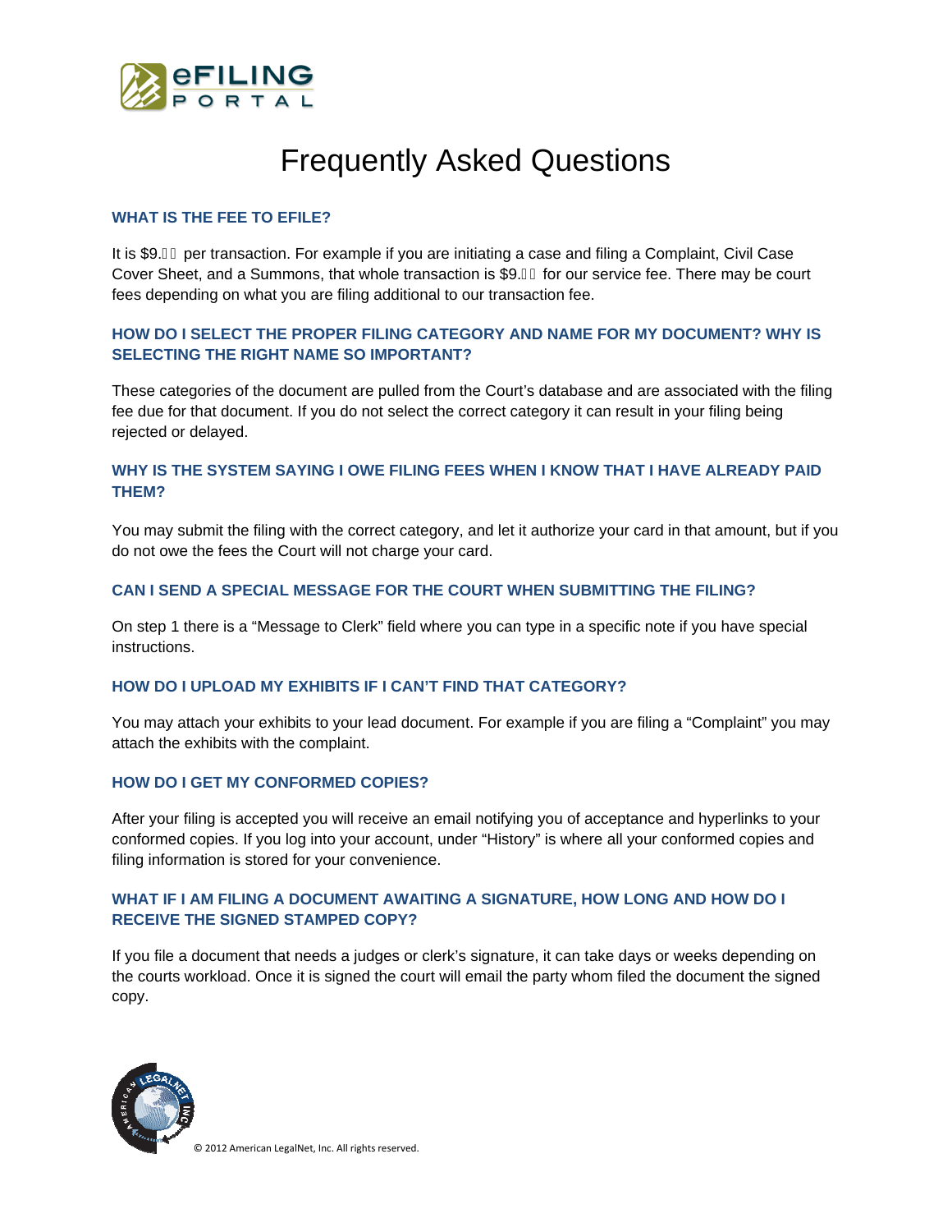eFILING PORTAL

# Frequently Asked Questions

### WHAT IS THE FEE TO EFILE?

It is $9.□□ per transaction. For example if you are initiating a case and filing a Complaint, Civil Case Cover Sheet, and a Summons, that whole transaction is $9.□□ for our service fee. There may be court fees depending on what you are filing additional to our transaction fee.

### HOW DO I SELECT THE PROPER FILING CATEGORY AND NAME FOR MY DOCUMENT? WHY IS SELECTING THE RIGHT NAME SO IMPORTANT?

These categories of the document are pulled from the Court's database and are associated with the filing fee due for that document. If you do not select the correct category it can result in your filing being rejected or delayed.

### WHY IS THE SYSTEM SAYING I OWE FILING FEES WHEN I KNOW THAT I HAVE ALREADY PAID THEM?

You may submit the filing with the correct category, and let it authorize your card in that amount, but if you do not owe the fees the Court will not charge your card.

### CAN I SEND A SPECIAL MESSAGE FOR THE COURT WHEN SUBMITTING THE FILING?

On step 1 there is a "Message to Clerk" field where you can type in a specific note if you have special instructions.

### HOW DO I UPLOAD MY EXHIBITS IF I CAN'T FIND THAT CATEGORY?

You may attach your exhibits to your lead document. For example if you are filing a "Complaint" you may attach the exhibits with the complaint.

### HOW DO I GET MY CONFORMED COPIES?

After your filing is accepted you will receive an email notifying you of acceptance and hyperlinks to your conformed copies. If you log into your account, under "History" is where all your conformed copies and filing information is stored for your convenience.

### WHAT IF I AM FILING A DOCUMENT AWAITING A SIGNATURE, HOW LONG AND HOW DO I RECEIVE THE SIGNED STAMPED COPY?

If you file a document that needs a judges or clerk's signature, it can take days or weeks depending on the courts workload. Once it is signed the court will email the party whom filed the document the signed copy.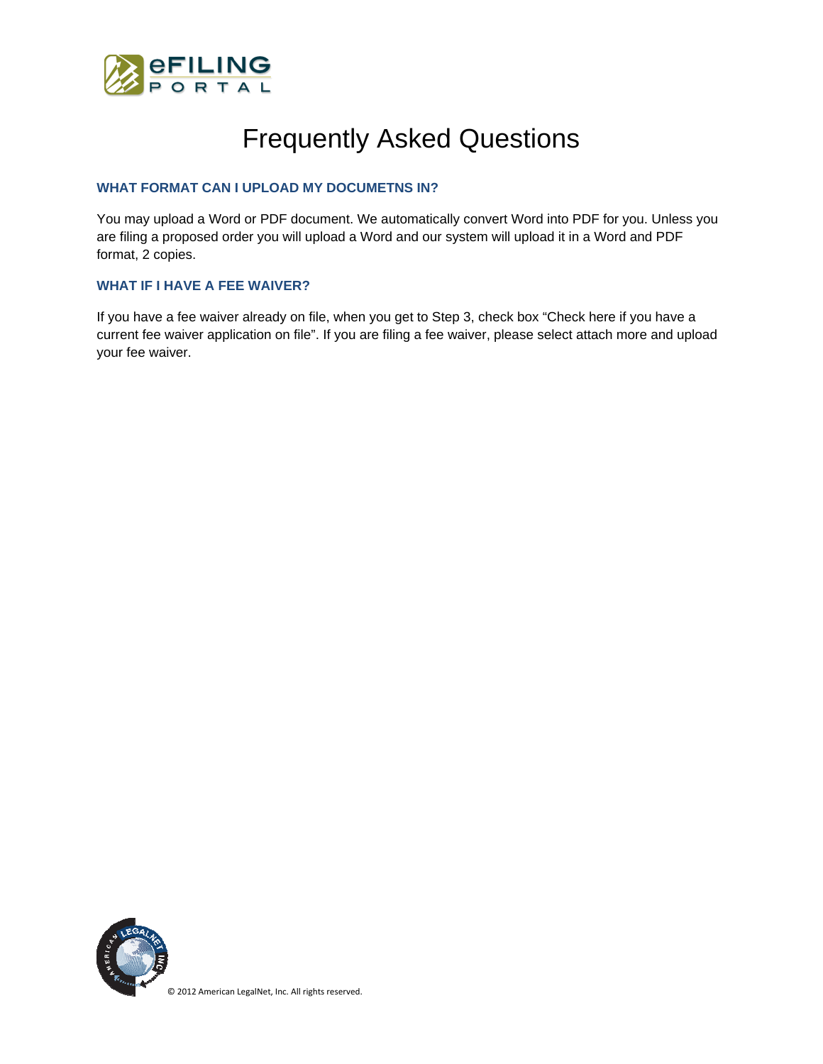# Frequently Asked Questions

### WHAT FORMAT CAN I UPLOAD MY DOCUMETNS IN?

You may upload a Word or PDF document. We automatically convert Word into PDF for you. Unless you are filing a proposed order you will upload a Word and our system will upload it in a Word and PDF format, 2 copies.

### WHAT IF I HAVE A FEE WAIVER?

If you have a fee waiver already on file, when you get to Step 3, check box "Check here if you have a current fee waiver application on file". If you are filing a fee waiver, please select attach more and upload your fee waiver.

© 2012 American LegalNet, Inc. All rights reserved.